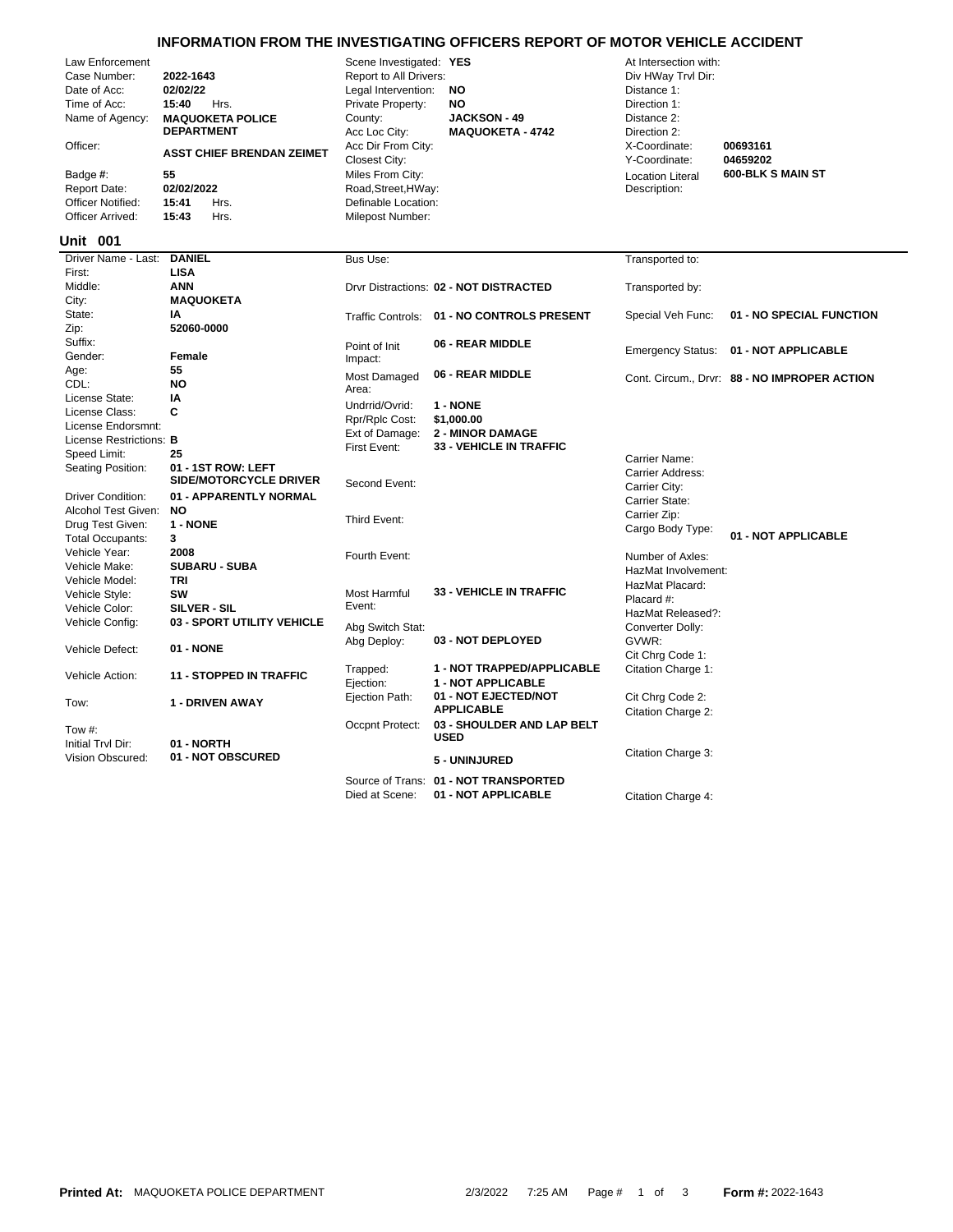# INFORMATION FROM THE INVESTIGATING OFFICERS REPORT OF MOTOR VEHICLE ACCIDENT

| Field | Value | Field | Value | Field | Value |
|---|---|---|---|---|---|
| Law Enforcement Case Number: | **2022-1643** | Scene Investigated: | **YES** | At Intersection with: | |
| Date of Acc: | **02/02/22** | Report to All Drivers: | | Div HWay Trvl Dir: | |
| Time of Acc: | **15:40** Hrs. | Legal Intervention: | **NO** | Distance 1: | |
| Name of Agency: | **MAQUOKETA POLICE DEPARTMENT** | Private Property: | **NO** | Direction 1: | |
| | | County: | **JACKSON - 49** | Distance 2: | |
| | | Acc Loc City: | **MAQUOKETA - 4742** | Direction 2: | |
| Officer: | **ASST CHIEF BRENDAN ZEIMET** | Acc Dir From City: | | X-Coordinate: | **00693161** |
| | | Closest City: | | Y-Coordinate: | **04659202** |
| Badge #: | **55** | Miles From City: | | Location Literal Description: | **600-BLK S MAIN ST** |
| Report Date: | **02/02/2022** | Road,Street,HWay: | | | |
| Officer Notified: | **15:41** Hrs. | Definable Location: | | | |
| Officer Arrived: | **15:43** Hrs. | Milepost Number: | | | |

## Unit 001

| Field | Value | Field | Value | Field | Value |
|---|---|---|---|---|---|
| Driver Name - Last: | **DANIEL** | Bus Use: | | Transported to: | |
| First: | **LISA** | | | | |
| Middle: | **ANN** | Drvr Distractions: | **02 - NOT DISTRACTED** | Transported by: | |
| City: | **MAQUOKETA** | | | | |
| State: | **IA** | Traffic Controls: | **01 - NO CONTROLS PRESENT** | Special Veh Func: | **01 - NO SPECIAL FUNCTION** |
| Zip: | **52060-0000** | | | | |
| Suffix: | | Point of Init Impact: | **06 - REAR MIDDLE** | Emergency Status: | **01 - NOT APPLICABLE** |
| Gender: | **Female** | | | | |
| Age: | **55** | Most Damaged Area: | **06 - REAR MIDDLE** | Cont. Circum., Drvr: | **88 - NO IMPROPER ACTION** |
| CDL: | **NO** | | | | |
| License State: | **IA** | Undrrid/Ovrid: | **1 - NONE** | | |
| License Class: | **C** | Rpr/Rplc Cost: | **$1,000.00** | | |
| License Endorsmnt: | | Ext of Damage: | **2 - MINOR DAMAGE** | | |
| License Restrictions: | **B** | First Event: | **33 - VEHICLE IN TRAFFIC** | | |
| Speed Limit: | **25** | | | Carrier Name: | |
| Seating Position: | **01 - 1ST ROW: LEFT SIDE/MOTORCYCLE DRIVER** | Second Event: | | Carrier Address: | |
| | | | | Carrier City: | |
| Driver Condition: | **01 - APPARENTLY NORMAL** | | | Carrier State: | |
| Alcohol Test Given: | **NO** | Third Event: | | Carrier Zip: | |
| Drug Test Given: | **1 - NONE** | | | Cargo Body Type: | **01 - NOT APPLICABLE** |
| Total Occupants: | **3** | | | | |
| Vehicle Year: | **2008** | Fourth Event: | | Number of Axles: | |
| Vehicle Make: | **SUBARU - SUBA** | | | HazMat Involvement: | |
| Vehicle Model: | **TRI** | | | HazMat Placard: | |
| Vehicle Style: | **SW** | Most Harmful Event: | **33 - VEHICLE IN TRAFFIC** | Placard #: | |
| Vehicle Color: | **SILVER - SIL** | | | HazMat Released?: | |
| Vehicle Config: | **03 - SPORT UTILITY VEHICLE** | Abg Switch Stat: | | Converter Dolly: | |
| Vehicle Defect: | **01 - NONE** | Abg Deploy: | **03 - NOT DEPLOYED** | GVWR: | |
| | | | | Cit Chrg Code 1: | |
| Vehicle Action: | **11 - STOPPED IN TRAFFIC** | Trapped: | **1 - NOT TRAPPED/APPLICABLE** | Citation Charge 1: | |
| | | Ejection: | **1 - NOT APPLICABLE** | | |
| Tow: | **1 - DRIVEN AWAY** | Ejection Path: | **01 - NOT EJECTED/NOT APPLICABLE** | Cit Chrg Code 2: | |
| | | | | Citation Charge 2: | |
| Tow #: | | Occpnt Protect: | **03 - SHOULDER AND LAP BELT USED** | | |
| Initial Trvl Dir: | **01 - NORTH** | | | | |
| Vision Obscured: | **01 - NOT OBSCURED** | | **5 - UNINJURED** | Citation Charge 3: | |
| | | Source of Trans: | **01 - NOT TRANSPORTED** | | |
| | | Died at Scene: | **01 - NOT APPLICABLE** | Citation Charge 4: | |

**Printed At:** MAQUOKETA POLICE DEPARTMENT 2/3/2022 7:25 AM **Form #:** 2022-1643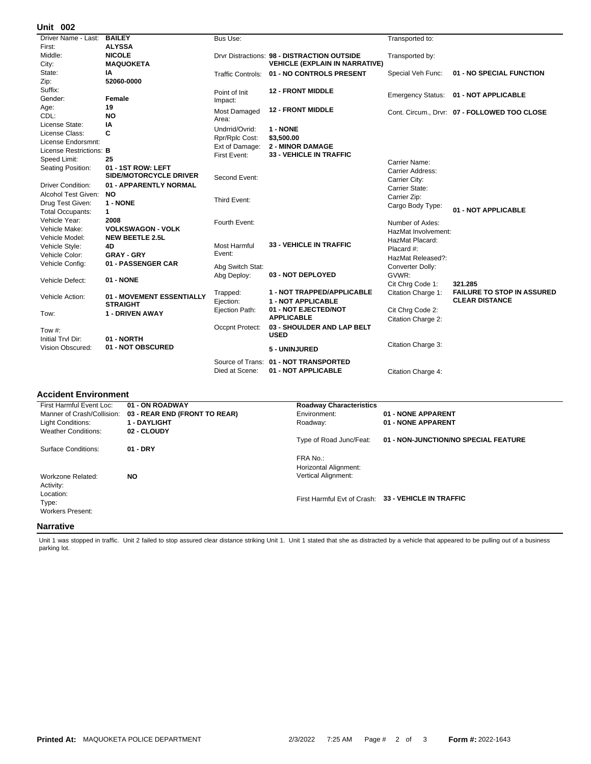## Unit 002

| Field | Value |
|---|---|
| Driver Name - Last: | BAILEY |
| First: | ALYSSA |
| Middle: | NICOLE |
| City: | MAQUOKETA |
| State: | IA |
| Zip: | 52060-0000 |
| Suffix: | |
| Gender: | Female |
| Age: | 19 |
| CDL: | NO |
| License State: | IA |
| License Class: | C |
| License Endorsmnt: | |
| License Restrictions: | B |
| Speed Limit: | 25 |
| Seating Position: | 01 - 1ST ROW: LEFT SIDE/MOTORCYCLE DRIVER |
| Driver Condition: | 01 - APPARENTLY NORMAL |
| Alcohol Test Given: | NO |
| Drug Test Given: | 1 - NONE |
| Total Occupants: | 1 |
| Vehicle Year: | 2008 |
| Vehicle Make: | VOLKSWAGON - VOLK |
| Vehicle Model: | NEW BEETLE 2.5L |
| Vehicle Style: | 4D |
| Vehicle Color: | GRAY - GRY |
| Vehicle Config: | 01 - PASSENGER CAR |
| Vehicle Defect: | 01 - NONE |
| Vehicle Action: | 01 - MOVEMENT ESSENTIALLY STRAIGHT |
| Tow: | 1 - DRIVEN AWAY |
| Tow #: | |
| Initial Trvl Dir: | 01 - NORTH |
| Vision Obscured: | 01 - NOT OBSCURED |

| Field | Value |
|---|---|
| Bus Use: | |
| Drvr Distractions: | 98 - DISTRACTION OUTSIDE VEHICLE (EXPLAIN IN NARRATIVE) |
| Traffic Controls: | 01 - NO CONTROLS PRESENT |
| Point of Init Impact: | 12 - FRONT MIDDLE |
| Most Damaged Area: | 12 - FRONT MIDDLE |
| Undrrid/Ovrid: | 1 - NONE |
| Rpr/Rplc Cost: | $3,500.00 |
| Ext of Damage: | 2 - MINOR DAMAGE |
| First Event: | 33 - VEHICLE IN TRAFFIC |
| Second Event: | |
| Third Event: | |
| Fourth Event: | |
| Most Harmful Event: | 33 - VEHICLE IN TRAFFIC |
| Abg Switch Stat: | |
| Abg Deploy: | 03 - NOT DEPLOYED |
| Trapped: | 1 - NOT TRAPPED/APPLICABLE |
| Ejection: | 1 - NOT APPLICABLE |
| Ejection Path: | 01 - NOT EJECTED/NOT APPLICABLE |
| Occpnt Protect: | 03 - SHOULDER AND LAP BELT USED |
| | 5 - UNINJURED |
| Source of Trans: | 01 - NOT TRANSPORTED |
| Died at Scene: | 01 - NOT APPLICABLE |

| Field | Value |
|---|---|
| Transported to: | |
| Transported by: | |
| Special Veh Func: | 01 - NO SPECIAL FUNCTION |
| Emergency Status: | 01 - NOT APPLICABLE |
| Cont. Circum., Drvr: | 07 - FOLLOWED TOO CLOSE |
| Carrier Name: | |
| Carrier Address: | |
| Carrier City: | |
| Carrier State: | |
| Carrier Zip: | |
| Cargo Body Type: | 01 - NOT APPLICABLE |
| Number of Axles: | |
| HazMat Involvement: | |
| HazMat Placard: | |
| Placard #: | |
| HazMat Released?: | |
| Converter Dolly: | |
| GVWR: | |
| Cit Chrg Code 1: | 321.285 |
| Citation Charge 1: | FAILURE TO STOP IN ASSURED CLEAR DISTANCE |
| Cit Chrg Code 2: | |
| Citation Charge 2: | |
| Citation Charge 3: | |
| Citation Charge 4: | |

## Accident Environment

| Field | Value |
|---|---|
| First Harmful Event Loc: | 01 - ON ROADWAY |
| Manner of Crash/Collision: | 03 - REAR END (FRONT TO REAR) |
| Light Conditions: | 1 - DAYLIGHT |
| Weather Conditions: | 02 - CLOUDY |
| Surface Conditions: | 01 - DRY |
| Workzone Related: | NO |
| Activity: | |
| Location: | |
| Type: | |
| Workers Present: | |

| Roadway Characteristics | |
|---|---|
| Environment: | 01 - NONE APPARENT |
| Roadway: | 01 - NONE APPARENT |
| Type of Road Junc/Feat: | 01 - NON-JUNCTION/NO SPECIAL FEATURE |
| FRA No.: | |
| Horizontal Alignment: | |
| Vertical Alignment: | |
| First Harmful Evt of Crash: | 33 - VEHICLE IN TRAFFIC |

## Narrative

Unit 1 was stopped in traffic. Unit 2 failed to stop assured clear distance striking Unit 1. Unit 1 stated that she as distracted by a vehicle that appeared to be pulling out of a business parking lot.

**Printed At:** MAQUOKETA POLICE DEPARTMENT 2/3/2022 7:25 AM **Form #:** 2022-1643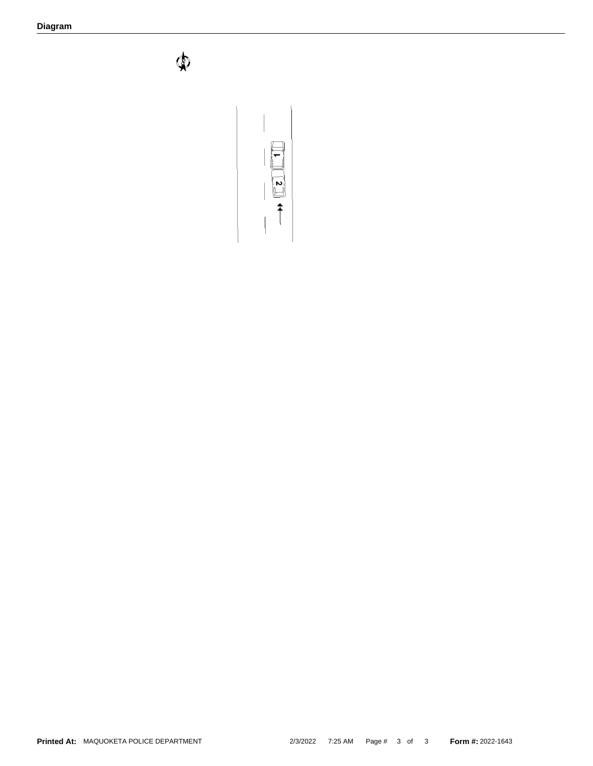## Diagram

1

2